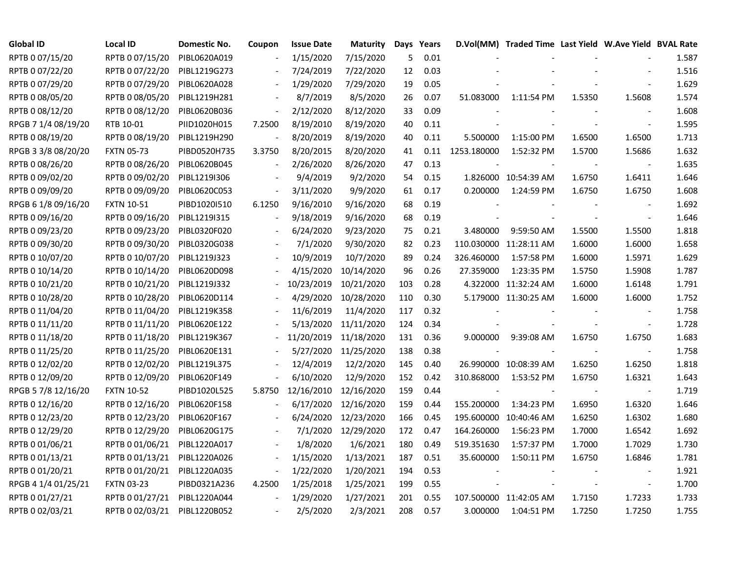| Global ID | Local ID | Domestic No. | Coupon | Issue Date | Maturity | Days | Years | D.Vol(MM) | Traded Time | Last Yield | W.Ave Yield | BVAL Rate |
|---|---|---|---|---|---|---|---|---|---|---|---|---|
| RPTB 0 07/15/20 | RPTB 0 07/15/20 | PIBL0620A019 | - | 1/15/2020 | 7/15/2020 | 5 | 0.01 | - | - | - | - | 1.587 |
| RPTB 0 07/22/20 | RPTB 0 07/22/20 | PIBL1219G273 | - | 7/24/2019 | 7/22/2020 | 12 | 0.03 | - | - | - | - | 1.516 |
| RPTB 0 07/29/20 | RPTB 0 07/29/20 | PIBL0620A028 | - | 1/29/2020 | 7/29/2020 | 19 | 0.05 | - | - | - | - | 1.629 |
| RPTB 0 08/05/20 | RPTB 0 08/05/20 | PIBL1219H281 | - | 8/7/2019 | 8/5/2020 | 26 | 0.07 | 51.083000 | 1:11:54 PM | 1.5350 | 1.5608 | 1.574 |
| RPTB 0 08/12/20 | RPTB 0 08/12/20 | PIBL0620B036 | - | 2/12/2020 | 8/12/2020 | 33 | 0.09 | - | - | - | - | 1.608 |
| RPGB 7 1/4 08/19/20 | RTB 10-01 | PIID1020H015 | 7.2500 | 8/19/2010 | 8/19/2020 | 40 | 0.11 | - | - | - | - | 1.595 |
| RPTB 0 08/19/20 | RPTB 0 08/19/20 | PIBL1219H290 | - | 8/20/2019 | 8/19/2020 | 40 | 0.11 | 5.500000 | 1:15:00 PM | 1.6500 | 1.6500 | 1.713 |
| RPGB 3 3/8 08/20/20 | FXTN 05-73 | PIBD0520H735 | 3.3750 | 8/20/2015 | 8/20/2020 | 41 | 0.11 | 1253.180000 | 1:52:32 PM | 1.5700 | 1.5686 | 1.632 |
| RPTB 0 08/26/20 | RPTB 0 08/26/20 | PIBL0620B045 | - | 2/26/2020 | 8/26/2020 | 47 | 0.13 | - | - | - | - | 1.635 |
| RPTB 0 09/02/20 | RPTB 0 09/02/20 | PIBL1219I306 | - | 9/4/2019 | 9/2/2020 | 54 | 0.15 | 1.826000 | 10:54:39 AM | 1.6750 | 1.6411 | 1.646 |
| RPTB 0 09/09/20 | RPTB 0 09/09/20 | PIBL0620C053 | - | 3/11/2020 | 9/9/2020 | 61 | 0.17 | 0.200000 | 1:24:59 PM | 1.6750 | 1.6750 | 1.608 |
| RPGB 6 1/8 09/16/20 | FXTN 10-51 | PIBD1020I510 | 6.1250 | 9/16/2010 | 9/16/2020 | 68 | 0.19 | - | - | - | - | 1.692 |
| RPTB 0 09/16/20 | RPTB 0 09/16/20 | PIBL1219I315 | - | 9/18/2019 | 9/16/2020 | 68 | 0.19 | - | - | - | - | 1.646 |
| RPTB 0 09/23/20 | RPTB 0 09/23/20 | PIBL0320F020 | - | 6/24/2020 | 9/23/2020 | 75 | 0.21 | 3.480000 | 9:59:50 AM | 1.5500 | 1.5500 | 1.818 |
| RPTB 0 09/30/20 | RPTB 0 09/30/20 | PIBL0320G038 | - | 7/1/2020 | 9/30/2020 | 82 | 0.23 | 110.030000 | 11:28:11 AM | 1.6000 | 1.6000 | 1.658 |
| RPTB 0 10/07/20 | RPTB 0 10/07/20 | PIBL1219J323 | - | 10/9/2019 | 10/7/2020 | 89 | 0.24 | 326.460000 | 1:57:58 PM | 1.6000 | 1.5971 | 1.629 |
| RPTB 0 10/14/20 | RPTB 0 10/14/20 | PIBL0620D098 | - | 4/15/2020 | 10/14/2020 | 96 | 0.26 | 27.359000 | 1:23:35 PM | 1.5750 | 1.5908 | 1.787 |
| RPTB 0 10/21/20 | RPTB 0 10/21/20 | PIBL1219J332 | - | 10/23/2019 | 10/21/2020 | 103 | 0.28 | 4.322000 | 11:32:24 AM | 1.6000 | 1.6148 | 1.791 |
| RPTB 0 10/28/20 | RPTB 0 10/28/20 | PIBL0620D114 | - | 4/29/2020 | 10/28/2020 | 110 | 0.30 | 5.179000 | 11:30:25 AM | 1.6000 | 1.6000 | 1.752 |
| RPTB 0 11/04/20 | RPTB 0 11/04/20 | PIBL1219K358 | - | 11/6/2019 | 11/4/2020 | 117 | 0.32 | - | - | - | - | 1.758 |
| RPTB 0 11/11/20 | RPTB 0 11/11/20 | PIBL0620E122 | - | 5/13/2020 | 11/11/2020 | 124 | 0.34 | - | - | - | - | 1.728 |
| RPTB 0 11/18/20 | RPTB 0 11/18/20 | PIBL1219K367 | - | 11/20/2019 | 11/18/2020 | 131 | 0.36 | 9.000000 | 9:39:08 AM | 1.6750 | 1.6750 | 1.683 |
| RPTB 0 11/25/20 | RPTB 0 11/25/20 | PIBL0620E131 | - | 5/27/2020 | 11/25/2020 | 138 | 0.38 | - | - | - | - | 1.758 |
| RPTB 0 12/02/20 | RPTB 0 12/02/20 | PIBL1219L375 | - | 12/4/2019 | 12/2/2020 | 145 | 0.40 | 26.990000 | 10:08:39 AM | 1.6250 | 1.6250 | 1.818 |
| RPTB 0 12/09/20 | RPTB 0 12/09/20 | PIBL0620F149 | - | 6/10/2020 | 12/9/2020 | 152 | 0.42 | 310.868000 | 1:53:52 PM | 1.6750 | 1.6321 | 1.643 |
| RPGB 5 7/8 12/16/20 | FXTN 10-52 | PIBD1020L525 | 5.8750 | 12/16/2010 | 12/16/2020 | 159 | 0.44 | - | - | - | - | 1.719 |
| RPTB 0 12/16/20 | RPTB 0 12/16/20 | PIBL0620F158 | - | 6/17/2020 | 12/16/2020 | 159 | 0.44 | 155.200000 | 1:34:23 PM | 1.6950 | 1.6320 | 1.646 |
| RPTB 0 12/23/20 | RPTB 0 12/23/20 | PIBL0620F167 | - | 6/24/2020 | 12/23/2020 | 166 | 0.45 | 195.600000 | 10:40:46 AM | 1.6250 | 1.6302 | 1.680 |
| RPTB 0 12/29/20 | RPTB 0 12/29/20 | PIBL0620G175 | - | 7/1/2020 | 12/29/2020 | 172 | 0.47 | 164.260000 | 1:56:23 PM | 1.7000 | 1.6542 | 1.692 |
| RPTB 0 01/06/21 | RPTB 0 01/06/21 | PIBL1220A017 | - | 1/8/2020 | 1/6/2021 | 180 | 0.49 | 519.351630 | 1:57:37 PM | 1.7000 | 1.7029 | 1.730 |
| RPTB 0 01/13/21 | RPTB 0 01/13/21 | PIBL1220A026 | - | 1/15/2020 | 1/13/2021 | 187 | 0.51 | 35.600000 | 1:50:11 PM | 1.6750 | 1.6846 | 1.781 |
| RPTB 0 01/20/21 | RPTB 0 01/20/21 | PIBL1220A035 | - | 1/22/2020 | 1/20/2021 | 194 | 0.53 | - | - | - | - | 1.921 |
| RPGB 4 1/4 01/25/21 | FXTN 03-23 | PIBD0321A236 | 4.2500 | 1/25/2018 | 1/25/2021 | 199 | 0.55 | - | - | - | - | 1.700 |
| RPTB 0 01/27/21 | RPTB 0 01/27/21 | PIBL1220A044 | - | 1/29/2020 | 1/27/2021 | 201 | 0.55 | 107.500000 | 11:42:05 AM | 1.7150 | 1.7233 | 1.733 |
| RPTB 0 02/03/21 | RPTB 0 02/03/21 | PIBL1220B052 | - | 2/5/2020 | 2/3/2021 | 208 | 0.57 | 3.000000 | 1:04:51 PM | 1.7250 | 1.7250 | 1.755 |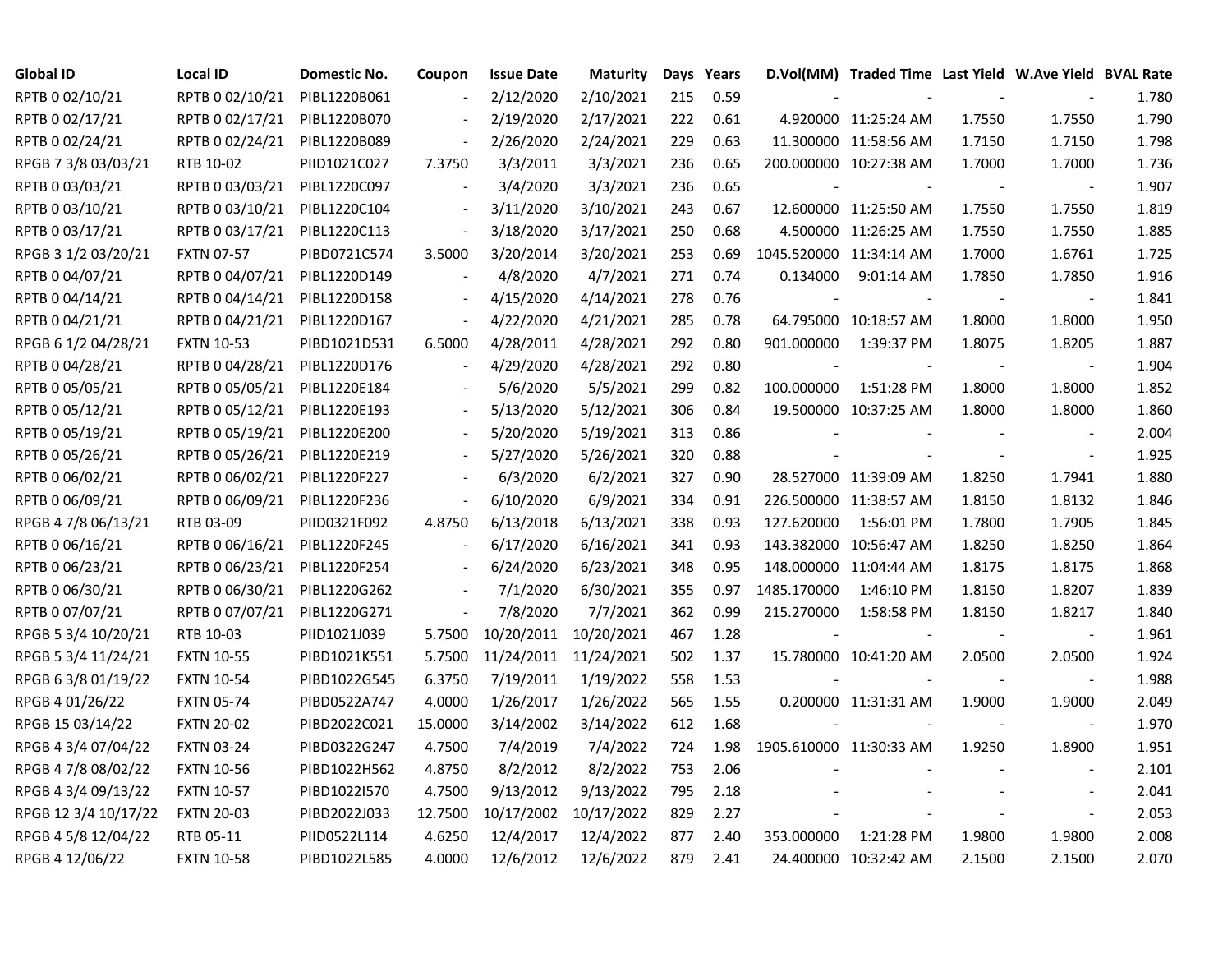| Global ID | Local ID | Domestic No. | Coupon | Issue Date | Maturity | Days | Years | D.Vol(MM) | Traded Time | Last Yield | W.Ave Yield | BVAL Rate |
|---|---|---|---|---|---|---|---|---|---|---|---|---|
| RPTB 0 02/10/21 | RPTB 0 02/10/21 | PIBL1220B061 | - | 2/12/2020 | 2/10/2021 | 215 | 0.59 | - | - | - | - | 1.780 |
| RPTB 0 02/17/21 | RPTB 0 02/17/21 | PIBL1220B070 | - | 2/19/2020 | 2/17/2021 | 222 | 0.61 | 4.920000 | 11:25:24 AM | 1.7550 | 1.7550 | 1.790 |
| RPTB 0 02/24/21 | RPTB 0 02/24/21 | PIBL1220B089 | - | 2/26/2020 | 2/24/2021 | 229 | 0.63 | 11.300000 | 11:58:56 AM | 1.7150 | 1.7150 | 1.798 |
| RPGB 7 3/8 03/03/21 | RTB 10-02 | PIID1021C027 | 7.3750 | 3/3/2011 | 3/3/2021 | 236 | 0.65 | 200.000000 | 10:27:38 AM | 1.7000 | 1.7000 | 1.736 |
| RPTB 0 03/03/21 | RPTB 0 03/03/21 | PIBL1220C097 | - | 3/4/2020 | 3/3/2021 | 236 | 0.65 | - | - | - | - | 1.907 |
| RPTB 0 03/10/21 | RPTB 0 03/10/21 | PIBL1220C104 | - | 3/11/2020 | 3/10/2021 | 243 | 0.67 | 12.600000 | 11:25:50 AM | 1.7550 | 1.7550 | 1.819 |
| RPTB 0 03/17/21 | RPTB 0 03/17/21 | PIBL1220C113 | - | 3/18/2020 | 3/17/2021 | 250 | 0.68 | 4.500000 | 11:26:25 AM | 1.7550 | 1.7550 | 1.885 |
| RPGB 3 1/2 03/20/21 | FXTN 07-57 | PIBD0721C574 | 3.5000 | 3/20/2014 | 3/20/2021 | 253 | 0.69 | 1045.520000 | 11:34:14 AM | 1.7000 | 1.6761 | 1.725 |
| RPTB 0 04/07/21 | RPTB 0 04/07/21 | PIBL1220D149 | - | 4/8/2020 | 4/7/2021 | 271 | 0.74 | 0.134000 | 9:01:14 AM | 1.7850 | 1.7850 | 1.916 |
| RPTB 0 04/14/21 | RPTB 0 04/14/21 | PIBL1220D158 | - | 4/15/2020 | 4/14/2021 | 278 | 0.76 | - | - | - | - | 1.841 |
| RPTB 0 04/21/21 | RPTB 0 04/21/21 | PIBL1220D167 | - | 4/22/2020 | 4/21/2021 | 285 | 0.78 | 64.795000 | 10:18:57 AM | 1.8000 | 1.8000 | 1.950 |
| RPGB 6 1/2 04/28/21 | FXTN 10-53 | PIBD1021D531 | 6.5000 | 4/28/2011 | 4/28/2021 | 292 | 0.80 | 901.000000 | 1:39:37 PM | 1.8075 | 1.8205 | 1.887 |
| RPTB 0 04/28/21 | RPTB 0 04/28/21 | PIBL1220D176 | - | 4/29/2020 | 4/28/2021 | 292 | 0.80 | - | - | - | - | 1.904 |
| RPTB 0 05/05/21 | RPTB 0 05/05/21 | PIBL1220E184 | - | 5/6/2020 | 5/5/2021 | 299 | 0.82 | 100.000000 | 1:51:28 PM | 1.8000 | 1.8000 | 1.852 |
| RPTB 0 05/12/21 | RPTB 0 05/12/21 | PIBL1220E193 | - | 5/13/2020 | 5/12/2021 | 306 | 0.84 | 19.500000 | 10:37:25 AM | 1.8000 | 1.8000 | 1.860 |
| RPTB 0 05/19/21 | RPTB 0 05/19/21 | PIBL1220E200 | - | 5/20/2020 | 5/19/2021 | 313 | 0.86 | - | - | - | - | 2.004 |
| RPTB 0 05/26/21 | RPTB 0 05/26/21 | PIBL1220E219 | - | 5/27/2020 | 5/26/2021 | 320 | 0.88 | - | - | - | - | 1.925 |
| RPTB 0 06/02/21 | RPTB 0 06/02/21 | PIBL1220F227 | - | 6/3/2020 | 6/2/2021 | 327 | 0.90 | 28.527000 | 11:39:09 AM | 1.8250 | 1.7941 | 1.880 |
| RPTB 0 06/09/21 | RPTB 0 06/09/21 | PIBL1220F236 | - | 6/10/2020 | 6/9/2021 | 334 | 0.91 | 226.500000 | 11:38:57 AM | 1.8150 | 1.8132 | 1.846 |
| RPGB 4 7/8 06/13/21 | RTB 03-09 | PIID0321F092 | 4.8750 | 6/13/2018 | 6/13/2021 | 338 | 0.93 | 127.620000 | 1:56:01 PM | 1.7800 | 1.7905 | 1.845 |
| RPTB 0 06/16/21 | RPTB 0 06/16/21 | PIBL1220F245 | - | 6/17/2020 | 6/16/2021 | 341 | 0.93 | 143.382000 | 10:56:47 AM | 1.8250 | 1.8250 | 1.864 |
| RPTB 0 06/23/21 | RPTB 0 06/23/21 | PIBL1220F254 | - | 6/24/2020 | 6/23/2021 | 348 | 0.95 | 148.000000 | 11:04:44 AM | 1.8175 | 1.8175 | 1.868 |
| RPTB 0 06/30/21 | RPTB 0 06/30/21 | PIBL1220G262 | - | 7/1/2020 | 6/30/2021 | 355 | 0.97 | 1485.170000 | 1:46:10 PM | 1.8150 | 1.8207 | 1.839 |
| RPTB 0 07/07/21 | RPTB 0 07/07/21 | PIBL1220G271 | - | 7/8/2020 | 7/7/2021 | 362 | 0.99 | 215.270000 | 1:58:58 PM | 1.8150 | 1.8217 | 1.840 |
| RPGB 5 3/4 10/20/21 | RTB 10-03 | PIID1021J039 | 5.7500 | 10/20/2011 | 10/20/2021 | 467 | 1.28 | - | - | - | - | 1.961 |
| RPGB 5 3/4 11/24/21 | FXTN 10-55 | PIBD1021K551 | 5.7500 | 11/24/2011 | 11/24/2021 | 502 | 1.37 | 15.780000 | 10:41:20 AM | 2.0500 | 2.0500 | 1.924 |
| RPGB 6 3/8 01/19/22 | FXTN 10-54 | PIBD1022G545 | 6.3750 | 7/19/2011 | 1/19/2022 | 558 | 1.53 | - | - | - | - | 1.988 |
| RPGB 4 01/26/22 | FXTN 05-74 | PIBD0522A747 | 4.0000 | 1/26/2017 | 1/26/2022 | 565 | 1.55 | 0.200000 | 11:31:31 AM | 1.9000 | 1.9000 | 2.049 |
| RPGB 15 03/14/22 | FXTN 20-02 | PIBD2022C021 | 15.0000 | 3/14/2002 | 3/14/2022 | 612 | 1.68 | - | - | - | - | 1.970 |
| RPGB 4 3/4 07/04/22 | FXTN 03-24 | PIBD0322G247 | 4.7500 | 7/4/2019 | 7/4/2022 | 724 | 1.98 | 1905.610000 | 11:30:33 AM | 1.9250 | 1.8900 | 1.951 |
| RPGB 4 7/8 08/02/22 | FXTN 10-56 | PIBD1022H562 | 4.8750 | 8/2/2012 | 8/2/2022 | 753 | 2.06 | - | - | - | - | 2.101 |
| RPGB 4 3/4 09/13/22 | FXTN 10-57 | PIBD1022I570 | 4.7500 | 9/13/2012 | 9/13/2022 | 795 | 2.18 | - | - | - | - | 2.041 |
| RPGB 12 3/4 10/17/22 | FXTN 20-03 | PIBD2022J033 | 12.7500 | 10/17/2002 | 10/17/2022 | 829 | 2.27 | - | - | - | - | 2.053 |
| RPGB 4 5/8 12/04/22 | RTB 05-11 | PIID0522L114 | 4.6250 | 12/4/2017 | 12/4/2022 | 877 | 2.40 | 353.000000 | 1:21:28 PM | 1.9800 | 1.9800 | 2.008 |
| RPGB 4 12/06/22 | FXTN 10-58 | PIBD1022L585 | 4.0000 | 12/6/2012 | 12/6/2022 | 879 | 2.41 | 24.400000 | 10:32:42 AM | 2.1500 | 2.1500 | 2.070 |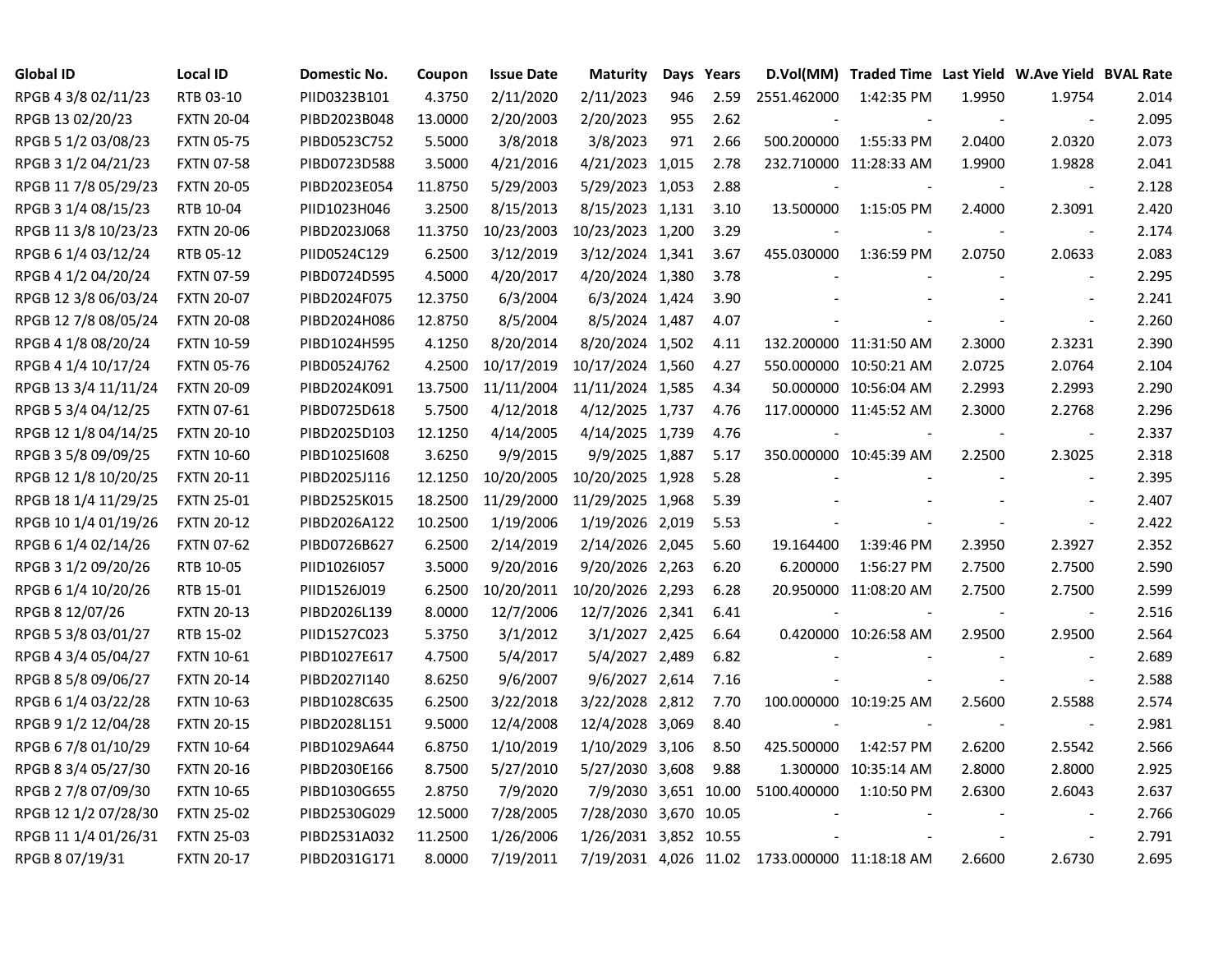| Global ID | Local ID | Domestic No. | Coupon | Issue Date | Maturity | Days | Years | D.Vol(MM) | Traded Time | Last Yield | W.Ave Yield | BVAL Rate |
|---|---|---|---|---|---|---|---|---|---|---|---|---|
| RPGB 4 3/8 02/11/23 | RTB 03-10 | PIID0323B101 | 4.3750 | 2/11/2020 | 2/11/2023 | 946 | 2.59 | 2551.462000 | 1:42:35 PM | 1.9950 | 1.9754 | 2.014 |
| RPGB 13 02/20/23 | FXTN 20-04 | PIBD2023B048 | 13.0000 | 2/20/2003 | 2/20/2023 | 955 | 2.62 | - | - | - | - | 2.095 |
| RPGB 5 1/2 03/08/23 | FXTN 05-75 | PIBD0523C752 | 5.5000 | 3/8/2018 | 3/8/2023 | 971 | 2.66 | 500.200000 | 1:55:33 PM | 2.0400 | 2.0320 | 2.073 |
| RPGB 3 1/2 04/21/23 | FXTN 07-58 | PIBD0723D588 | 3.5000 | 4/21/2016 | 4/21/2023 | 1,015 | 2.78 | 232.710000 | 11:28:33 AM | 1.9900 | 1.9828 | 2.041 |
| RPGB 11 7/8 05/29/23 | FXTN 20-05 | PIBD2023E054 | 11.8750 | 5/29/2003 | 5/29/2023 | 1,053 | 2.88 | - | - | - | - | 2.128 |
| RPGB 3 1/4 08/15/23 | RTB 10-04 | PIID1023H046 | 3.2500 | 8/15/2013 | 8/15/2023 | 1,131 | 3.10 | 13.500000 | 1:15:05 PM | 2.4000 | 2.3091 | 2.420 |
| RPGB 11 3/8 10/23/23 | FXTN 20-06 | PIBD2023J068 | 11.3750 | 10/23/2003 | 10/23/2023 | 1,200 | 3.29 | - | - | - | - | 2.174 |
| RPGB 6 1/4 03/12/24 | RTB 05-12 | PIID0524C129 | 6.2500 | 3/12/2019 | 3/12/2024 | 1,341 | 3.67 | 455.030000 | 1:36:59 PM | 2.0750 | 2.0633 | 2.083 |
| RPGB 4 1/2 04/20/24 | FXTN 07-59 | PIBD0724D595 | 4.5000 | 4/20/2017 | 4/20/2024 | 1,380 | 3.78 | - | - | - | - | 2.295 |
| RPGB 12 3/8 06/03/24 | FXTN 20-07 | PIBD2024F075 | 12.3750 | 6/3/2004 | 6/3/2024 | 1,424 | 3.90 | - | - | - | - | 2.241 |
| RPGB 12 7/8 08/05/24 | FXTN 20-08 | PIBD2024H086 | 12.8750 | 8/5/2004 | 8/5/2024 | 1,487 | 4.07 | - | - | - | - | 2.260 |
| RPGB 4 1/8 08/20/24 | FXTN 10-59 | PIBD1024H595 | 4.1250 | 8/20/2014 | 8/20/2024 | 1,502 | 4.11 | 132.200000 | 11:31:50 AM | 2.3000 | 2.3231 | 2.390 |
| RPGB 4 1/4 10/17/24 | FXTN 05-76 | PIBD0524J762 | 4.2500 | 10/17/2019 | 10/17/2024 | 1,560 | 4.27 | 550.000000 | 10:50:21 AM | 2.0725 | 2.0764 | 2.104 |
| RPGB 13 3/4 11/11/24 | FXTN 20-09 | PIBD2024K091 | 13.7500 | 11/11/2004 | 11/11/2024 | 1,585 | 4.34 | 50.000000 | 10:56:04 AM | 2.2993 | 2.2993 | 2.290 |
| RPGB 5 3/4 04/12/25 | FXTN 07-61 | PIBD0725D618 | 5.7500 | 4/12/2018 | 4/12/2025 | 1,737 | 4.76 | 117.000000 | 11:45:52 AM | 2.3000 | 2.2768 | 2.296 |
| RPGB 12 1/8 04/14/25 | FXTN 20-10 | PIBD2025D103 | 12.1250 | 4/14/2005 | 4/14/2025 | 1,739 | 4.76 | - | - | - | - | 2.337 |
| RPGB 3 5/8 09/09/25 | FXTN 10-60 | PIBD1025I608 | 3.6250 | 9/9/2015 | 9/9/2025 | 1,887 | 5.17 | 350.000000 | 10:45:39 AM | 2.2500 | 2.3025 | 2.318 |
| RPGB 12 1/8 10/20/25 | FXTN 20-11 | PIBD2025J116 | 12.1250 | 10/20/2005 | 10/20/2025 | 1,928 | 5.28 | - | - | - | - | 2.395 |
| RPGB 18 1/4 11/29/25 | FXTN 25-01 | PIBD2525K015 | 18.2500 | 11/29/2000 | 11/29/2025 | 1,968 | 5.39 | - | - | - | - | 2.407 |
| RPGB 10 1/4 01/19/26 | FXTN 20-12 | PIBD2026A122 | 10.2500 | 1/19/2006 | 1/19/2026 | 2,019 | 5.53 | - | - | - | - | 2.422 |
| RPGB 6 1/4 02/14/26 | FXTN 07-62 | PIBD0726B627 | 6.2500 | 2/14/2019 | 2/14/2026 | 2,045 | 5.60 | 19.164400 | 1:39:46 PM | 2.3950 | 2.3927 | 2.352 |
| RPGB 3 1/2 09/20/26 | RTB 10-05 | PIID1026I057 | 3.5000 | 9/20/2016 | 9/20/2026 | 2,263 | 6.20 | 6.200000 | 1:56:27 PM | 2.7500 | 2.7500 | 2.590 |
| RPGB 6 1/4 10/20/26 | RTB 15-01 | PIID1526J019 | 6.2500 | 10/20/2011 | 10/20/2026 | 2,293 | 6.28 | 20.950000 | 11:08:20 AM | 2.7500 | 2.7500 | 2.599 |
| RPGB 8 12/07/26 | FXTN 20-13 | PIBD2026L139 | 8.0000 | 12/7/2006 | 12/7/2026 | 2,341 | 6.41 | - | - | - | - | 2.516 |
| RPGB 5 3/8 03/01/27 | RTB 15-02 | PIID1527C023 | 5.3750 | 3/1/2012 | 3/1/2027 | 2,425 | 6.64 | 0.420000 | 10:26:58 AM | 2.9500 | 2.9500 | 2.564 |
| RPGB 4 3/4 05/04/27 | FXTN 10-61 | PIBD1027E617 | 4.7500 | 5/4/2017 | 5/4/2027 | 2,489 | 6.82 | - | - | - | - | 2.689 |
| RPGB 8 5/8 09/06/27 | FXTN 20-14 | PIBD2027I140 | 8.6250 | 9/6/2007 | 9/6/2027 | 2,614 | 7.16 | - | - | - | - | 2.588 |
| RPGB 6 1/4 03/22/28 | FXTN 10-63 | PIBD1028C635 | 6.2500 | 3/22/2018 | 3/22/2028 | 2,812 | 7.70 | 100.000000 | 10:19:25 AM | 2.5600 | 2.5588 | 2.574 |
| RPGB 9 1/2 12/04/28 | FXTN 20-15 | PIBD2028L151 | 9.5000 | 12/4/2008 | 12/4/2028 | 3,069 | 8.40 | - | - | - | - | 2.981 |
| RPGB 6 7/8 01/10/29 | FXTN 10-64 | PIBD1029A644 | 6.8750 | 1/10/2019 | 1/10/2029 | 3,106 | 8.50 | 425.500000 | 1:42:57 PM | 2.6200 | 2.5542 | 2.566 |
| RPGB 8 3/4 05/27/30 | FXTN 20-16 | PIBD2030E166 | 8.7500 | 5/27/2010 | 5/27/2030 | 3,608 | 9.88 | 1.300000 | 10:35:14 AM | 2.8000 | 2.8000 | 2.925 |
| RPGB 2 7/8 07/09/30 | FXTN 10-65 | PIBD1030G655 | 2.8750 | 7/9/2020 | 7/9/2030 | 3,651 | 10.00 | 5100.400000 | 1:10:50 PM | 2.6300 | 2.6043 | 2.637 |
| RPGB 12 1/2 07/28/30 | FXTN 25-02 | PIBD2530G029 | 12.5000 | 7/28/2005 | 7/28/2030 | 3,670 | 10.05 | - | - | - | - | 2.766 |
| RPGB 11 1/4 01/26/31 | FXTN 25-03 | PIBD2531A032 | 11.2500 | 1/26/2006 | 1/26/2031 | 3,852 | 10.55 | - | - | - | - | 2.791 |
| RPGB 8 07/19/31 | FXTN 20-17 | PIBD2031G171 | 8.0000 | 7/19/2011 | 7/19/2031 | 4,026 | 11.02 | 1733.000000 | 11:18:18 AM | 2.6600 | 2.6730 | 2.695 |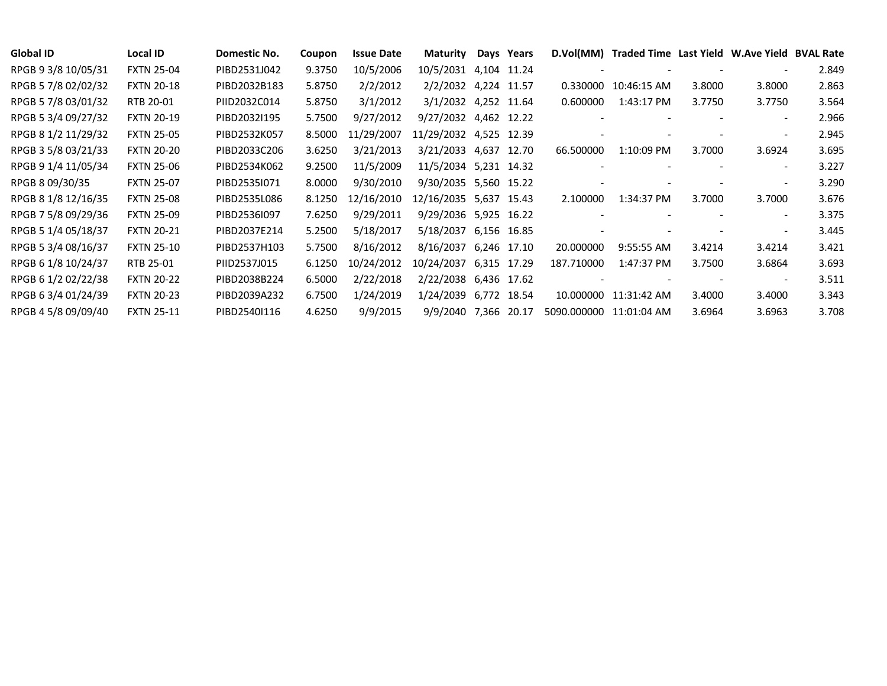| Global ID | Local ID | Domestic No. | Coupon | Issue Date | Maturity | Days | Years | D.Vol(MM) | Traded Time | Last Yield | W.Ave Yield | BVAL Rate |
|---|---|---|---|---|---|---|---|---|---|---|---|---|
| RPGB 9 3/8 10/05/31 | FXTN 25-04 | PIBD2531J042 | 9.3750 | 10/5/2006 | 10/5/2031 | 4,104 | 11.24 | - | - | - | - | 2.849 |
| RPGB 5 7/8 02/02/32 | FXTN 20-18 | PIBD2032B183 | 5.8750 | 2/2/2012 | 2/2/2032 | 4,224 | 11.57 | 0.330000 | 10:46:15 AM | 3.8000 | 3.8000 | 2.863 |
| RPGB 5 7/8 03/01/32 | RTB 20-01 | PIID2032C014 | 5.8750 | 3/1/2012 | 3/1/2032 | 4,252 | 11.64 | 0.600000 | 1:43:17 PM | 3.7750 | 3.7750 | 3.564 |
| RPGB 5 3/4 09/27/32 | FXTN 20-19 | PIBD2032I195 | 5.7500 | 9/27/2012 | 9/27/2032 | 4,462 | 12.22 | - | - | - | - | 2.966 |
| RPGB 8 1/2 11/29/32 | FXTN 25-05 | PIBD2532K057 | 8.5000 | 11/29/2007 | 11/29/2032 | 4,525 | 12.39 | - | - | - | - | 2.945 |
| RPGB 3 5/8 03/21/33 | FXTN 20-20 | PIBD2033C206 | 3.6250 | 3/21/2013 | 3/21/2033 | 4,637 | 12.70 | 66.500000 | 1:10:09 PM | 3.7000 | 3.6924 | 3.695 |
| RPGB 9 1/4 11/05/34 | FXTN 25-06 | PIBD2534K062 | 9.2500 | 11/5/2009 | 11/5/2034 | 5,231 | 14.32 | - | - | - | - | 3.227 |
| RPGB 8 09/30/35 | FXTN 25-07 | PIBD2535I071 | 8.0000 | 9/30/2010 | 9/30/2035 | 5,560 | 15.22 | - | - | - | - | 3.290 |
| RPGB 8 1/8 12/16/35 | FXTN 25-08 | PIBD2535L086 | 8.1250 | 12/16/2010 | 12/16/2035 | 5,637 | 15.43 | 2.100000 | 1:34:37 PM | 3.7000 | 3.7000 | 3.676 |
| RPGB 7 5/8 09/29/36 | FXTN 25-09 | PIBD2536I097 | 7.6250 | 9/29/2011 | 9/29/2036 | 5,925 | 16.22 | - | - | - | - | 3.375 |
| RPGB 5 1/4 05/18/37 | FXTN 20-21 | PIBD2037E214 | 5.2500 | 5/18/2017 | 5/18/2037 | 6,156 | 16.85 | - | - | - | - | 3.445 |
| RPGB 5 3/4 08/16/37 | FXTN 25-10 | PIBD2537H103 | 5.7500 | 8/16/2012 | 8/16/2037 | 6,246 | 17.10 | 20.000000 | 9:55:55 AM | 3.4214 | 3.4214 | 3.421 |
| RPGB 6 1/8 10/24/37 | RTB 25-01 | PIID2537J015 | 6.1250 | 10/24/2012 | 10/24/2037 | 6,315 | 17.29 | 187.710000 | 1:47:37 PM | 3.7500 | 3.6864 | 3.693 |
| RPGB 6 1/2 02/22/38 | FXTN 20-22 | PIBD2038B224 | 6.5000 | 2/22/2018 | 2/22/2038 | 6,436 | 17.62 | - | - | - | - | 3.511 |
| RPGB 6 3/4 01/24/39 | FXTN 20-23 | PIBD2039A232 | 6.7500 | 1/24/2019 | 1/24/2039 | 6,772 | 18.54 | 10.000000 | 11:31:42 AM | 3.4000 | 3.4000 | 3.343 |
| RPGB 4 5/8 09/09/40 | FXTN 25-11 | PIBD2540I116 | 4.6250 | 9/9/2015 | 9/9/2040 | 7,366 | 20.17 | 5090.000000 | 11:01:04 AM | 3.6964 | 3.6963 | 3.708 |